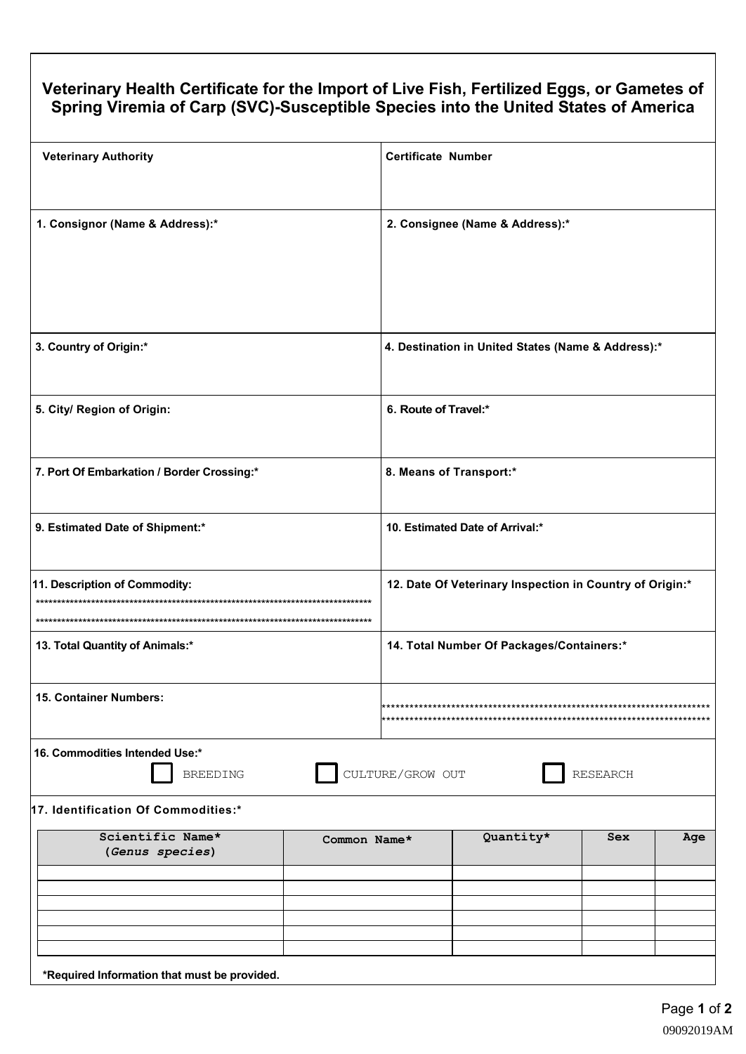# Veterinary Health Certificate for the Import of Live Fish, Fertilized Eggs, or Gametes of Spring Viremia of Carp (SVC)-Susceptible Species into the United States of America

| | |
|---|---|
| **Veterinary Authority** | **Certificate Number** |
| **1. Consignor (Name & Address):*** | **2. Consignee (Name & Address):*** |
| **3. Country of Origin:*** | **4. Destination in United States (Name & Address):*** |
| **5. City/ Region of Origin:** | **6. Route of Travel:*** |
| **7. Port Of Embarkation / Border Crossing:*** | **8. Means of Transport:*** |
| **9. Estimated Date of Shipment:*** | **10. Estimated Date of Arrival:*** |
| **11. Description of Commodity:** | **12. Date Of Veterinary Inspection in Country of Origin:*** |
| **13. Total Quantity of Animals:*** | **14. Total Number Of Packages/Containers:*** |
| **15. Container Numbers:** | |

**16. Commodities Intended Use:***

☐ BREEDING ☐ CULTURE/GROW OUT ☐ RESEARCH

**17. Identification Of Commodities:***

| Scientific Name* (*Genus species*) | Common Name* | Quantity* | Sex | Age |
|---|---|---|---|---|
| | | | | |
| | | | | |
| | | | | |
| | | | | |
| | | | | |
| | | | | |

**\*Required Information that must be provided.**

09092019AM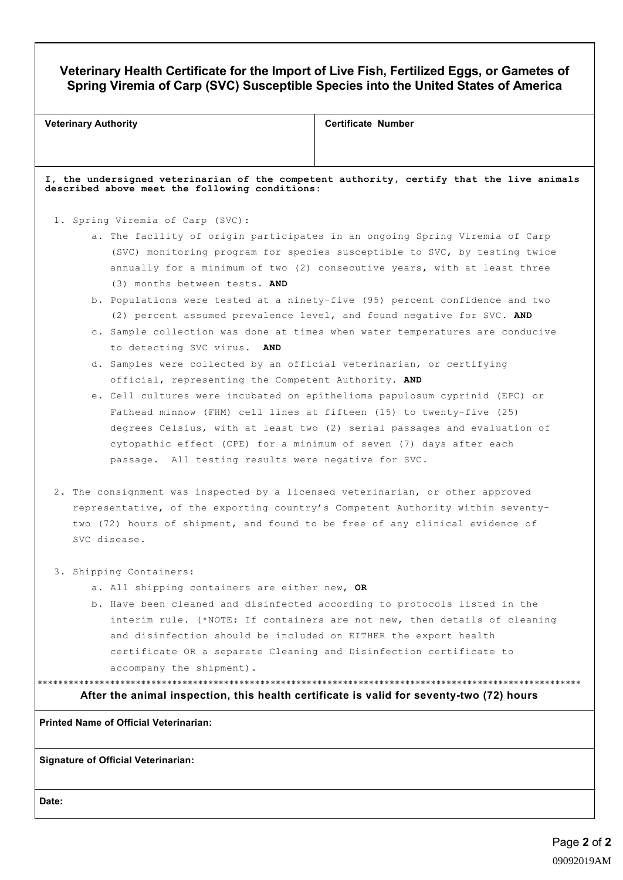# Veterinary Health Certificate for the Import of Live Fish, Fertilized Eggs, or Gametes of Spring Viremia of Carp (SVC) Susceptible Species into the United States of America

| **Veterinary Authority** | **Certificate Number** |
|---|---|
| | |

**I, the undersigned veterinarian of the competent authority, certify that the live animals described above meet the following conditions:**

1. Spring Viremia of Carp (SVC):
   a. The facility of origin participates in an ongoing Spring Viremia of Carp (SVC) monitoring program for species susceptible to SVC, by testing twice annually for a minimum of two (2) consecutive years, with at least three (3) months between tests. **AND**
   b. Populations were tested at a ninety-five (95) percent confidence and two (2) percent assumed prevalence level, and found negative for SVC. **AND**
   c. Sample collection was done at times when water temperatures are conducive to detecting SVC virus. **AND**
   d. Samples were collected by an official veterinarian, or certifying official, representing the Competent Authority. **AND**
   e. Cell cultures were incubated on epithelioma papulosum cyprinid (EPC) or Fathead minnow (FHM) cell lines at fifteen (15) to twenty-five (25) degrees Celsius, with at least two (2) serial passages and evaluation of cytopathic effect (CPE) for a minimum of seven (7) days after each passage. All testing results were negative for SVC.

2. The consignment was inspected by a licensed veterinarian, or other approved representative, of the exporting country's Competent Authority within seventy-two (72) hours of shipment, and found to be free of any clinical evidence of SVC disease.

3. Shipping Containers:
   a. All shipping containers are either new, **OR**
   b. Have been cleaned and disinfected according to protocols listed in the interim rule. (*NOTE: If containers are not new, then details of cleaning and disinfection should be included on EITHER the export health certificate OR a separate Cleaning and Disinfection certificate to accompany the shipment).

***********************************************************************************************************

**After the animal inspection, this health certificate is valid for seventy-two (72) hours**

**Printed Name of Official Veterinarian:**

**Signature of Official Veterinarian:**

**Date:**

09092019AM